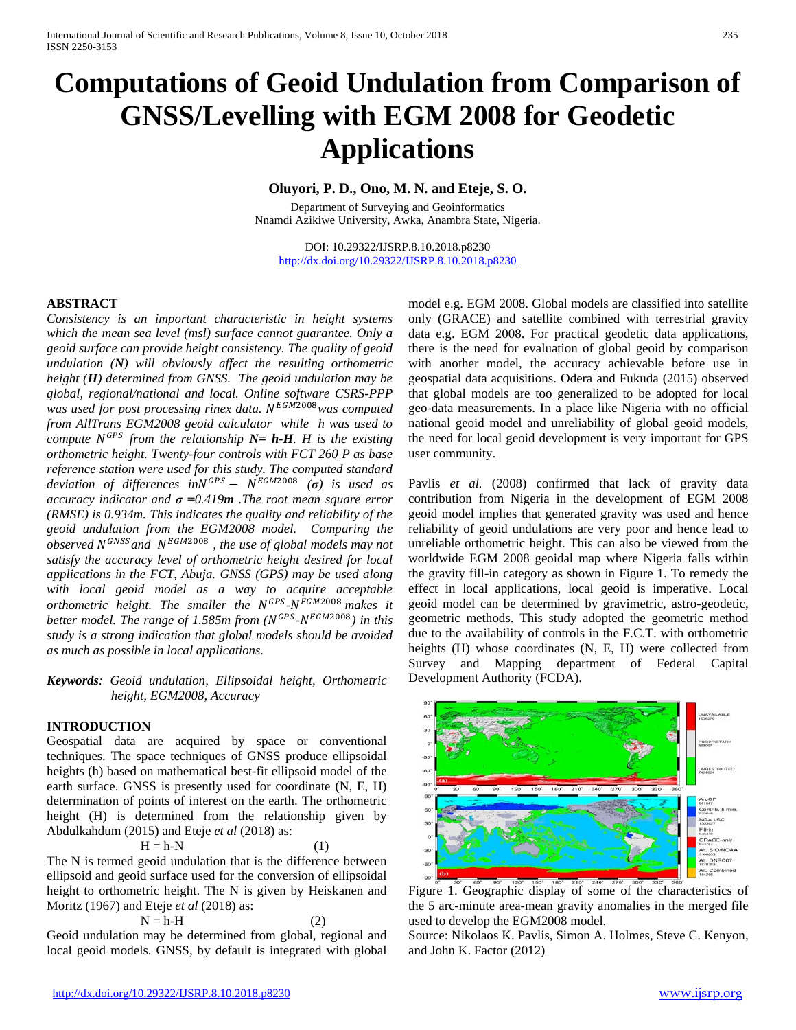# Computations of Geoid Undulation from Comparison of GNSS/Levelling with EGM 2008 for Geodetic Applications

**Oluyori, P. D., Ono, M. N. and Eteje, S. O.**

Department of Surveying and Geoinformatics
Nnamdi Azikiwe University, Awka, Anambra State, Nigeria.

DOI: 10.29322/IJSRP.8.10.2018.p8230
http://dx.doi.org/10.29322/IJSRP.8.10.2018.p8230

## ABSTRACT

*Consistency is an important characteristic in height systems which the mean sea level (msl) surface cannot guarantee. Only a geoid surface can provide height consistency. The quality of geoid undulation (**N**) will obviously affect the resulting orthometric height (**H**) determined from GNSS. The geoid undulation may be global, regional/national and local. Online software CSRS-PPP was used for post processing rinex data. $N^{EGM2008}$ was computed from AllTrans EGM2008 geoid calculator while h was used to compute $N^{GPS}$ from the relationship **N= h-H**. H is the existing orthometric height. Twenty-four controls with FCT 260 P as base reference station were used for this study. The computed standard deviation of differences in $N^{GPS} - N^{EGM2008}$ ($\sigma$) is used as accuracy indicator and $\sigma$ =0.419**m** .The root mean square error (RMSE) is 0.934m. This indicates the quality and reliability of the geoid undulation from the EGM2008 model. Comparing the observed $N^{GNSS}$ and $N^{EGM2008}$ , the use of global models may not satisfy the accuracy level of orthometric height desired for local applications in the FCT, Abuja. GNSS (GPS) may be used along with local geoid model as a way to acquire acceptable orthometric height. The smaller the $N^{GPS}$-$N^{EGM2008}$ makes it better model. The range of 1.585m from ($N^{GPS}$-$N^{EGM2008}$) in this study is a strong indication that global models should be avoided as much as possible in local applications.*

***Keywords**: Geoid undulation, Ellipsoidal height, Orthometric height, EGM2008, Accuracy*

## INTRODUCTION

Geospatial data are acquired by space or conventional techniques. The space techniques of GNSS produce ellipsoidal heights (h) based on mathematical best-fit ellipsoid model of the earth surface. GNSS is presently used for coordinate (N, E, H) determination of points of interest on the earth. The orthometric height (H) is determined from the relationship given by Abdulkahdum (2015) and Eteje *et al* (2018) as:

$$H = h\text{-}N \qquad (1)$$

The N is termed geoid undulation that is the difference between ellipsoid and geoid surface used for the conversion of ellipsoidal height to orthometric height. The N is given by Heiskanen and Moritz (1967) and Eteje *et al* (2018) as:

$$N = h\text{-}H \qquad (2)$$

Geoid undulation may be determined from global, regional and local geoid models. GNSS, by default is integrated with global model e.g. EGM 2008. Global models are classified into satellite only (GRACE) and satellite combined with terrestrial gravity data e.g. EGM 2008. For practical geodetic data applications, there is the need for evaluation of global geoid by comparison with another model, the accuracy achievable before use in geospatial data acquisitions. Odera and Fukuda (2015) observed that global models are too generalized to be adopted for local geo-data measurements. In a place like Nigeria with no official national geoid model and unreliability of global geoid models, the need for local geoid development is very important for GPS user community.

Pavlis *et al.* (2008) confirmed that lack of gravity data contribution from Nigeria in the development of EGM 2008 geoid model implies that generated gravity was used and hence reliability of geoid undulations are very poor and hence lead to unreliable orthometric height. This can also be viewed from the worldwide EGM 2008 geoidal map where Nigeria falls within the gravity fill-in category as shown in Figure 1. To remedy the effect in local applications, local geoid is imperative. Local geoid model can be determined by gravimetric, astro-geodetic, geometric methods. This study adopted the geometric method due to the availability of controls in the F.C.T. with orthometric heights (H) whose coordinates (N, E, H) were collected from Survey and Mapping department of Federal Capital Development Authority (FCDA).

Figure 1. Geographic display of some of the characteristics of the 5 arc-minute area-mean gravity anomalies in the merged file used to develop the EGM2008 model.
Source: Nikolaos K. Pavlis, Simon A. Holmes, Steve C. Kenyon, and John K. Factor (2012)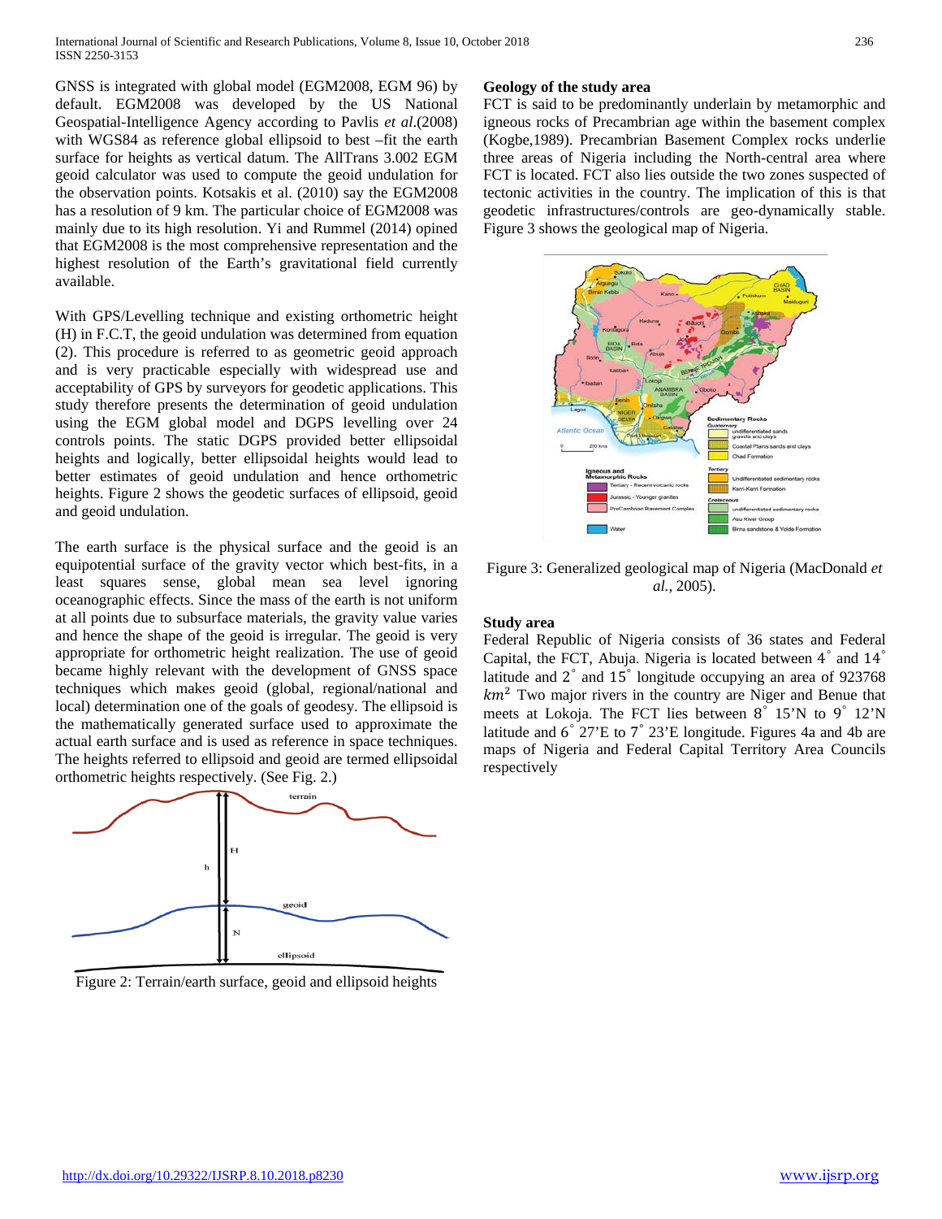GNSS is integrated with global model (EGM2008, EGM 96) by default. EGM2008 was developed by the US National Geospatial-Intelligence Agency according to Pavlis *et al.*(2008) with WGS84 as reference global ellipsoid to best –fit the earth surface for heights as vertical datum. The AllTrans 3.002 EGM geoid calculator was used to compute the geoid undulation for the observation points. Kotsakis et al. (2010) say the EGM2008 has a resolution of 9 km. The particular choice of EGM2008 was mainly due to its high resolution. Yi and Rummel (2014) opined that EGM2008 is the most comprehensive representation and the highest resolution of the Earth's gravitational field currently available.

With GPS/Levelling technique and existing orthometric height (H) in F.C.T, the geoid undulation was determined from equation (2). This procedure is referred to as geometric geoid approach and is very practicable especially with widespread use and acceptability of GPS by surveyors for geodetic applications. This study therefore presents the determination of geoid undulation using the EGM global model and DGPS levelling over 24 controls points. The static DGPS provided better ellipsoidal heights and logically, better ellipsoidal heights would lead to better estimates of geoid undulation and hence orthometric heights. Figure 2 shows the geodetic surfaces of ellipsoid, geoid and geoid undulation.

The earth surface is the physical surface and the geoid is an equipotential surface of the gravity vector which best-fits, in a least squares sense, global mean sea level ignoring oceanographic effects. Since the mass of the earth is not uniform at all points due to subsurface materials, the gravity value varies and hence the shape of the geoid is irregular. The geoid is very appropriate for orthometric height realization. The use of geoid became highly relevant with the development of GNSS space techniques which makes geoid (global, regional/national and local) determination one of the goals of geodesy. The ellipsoid is the mathematically generated surface used to approximate the actual earth surface and is used as reference in space techniques. The heights referred to ellipsoid and geoid are termed ellipsoidal orthometric heights respectively. (See Fig. 2.)

Figure 2: Terrain/earth surface, geoid and ellipsoid heights

## Geology of the study area

FCT is said to be predominantly underlain by metamorphic and igneous rocks of Precambrian age within the basement complex (Kogbe,1989). Precambrian Basement Complex rocks underlie three areas of Nigeria including the North-central area where FCT is located. FCT also lies outside the two zones suspected of tectonic activities in the country. The implication of this is that geodetic infrastructures/controls are geo-dynamically stable. Figure 3 shows the geological map of Nigeria.

Figure 3: Generalized geological map of Nigeria (MacDonald *et al.*, 2005).

## Study area

Federal Republic of Nigeria consists of 36 states and Federal Capital, the FCT, Abuja. Nigeria is located between 4° and 14° latitude and 2° and 15° longitude occupying an area of 923768 $km^2$ Two major rivers in the country are Niger and Benue that meets at Lokoja. The FCT lies between 8° 15'N to 9° 12'N latitude and 6° 27'E to 7° 23'E longitude. Figures 4a and 4b are maps of Nigeria and Federal Capital Territory Area Councils respectively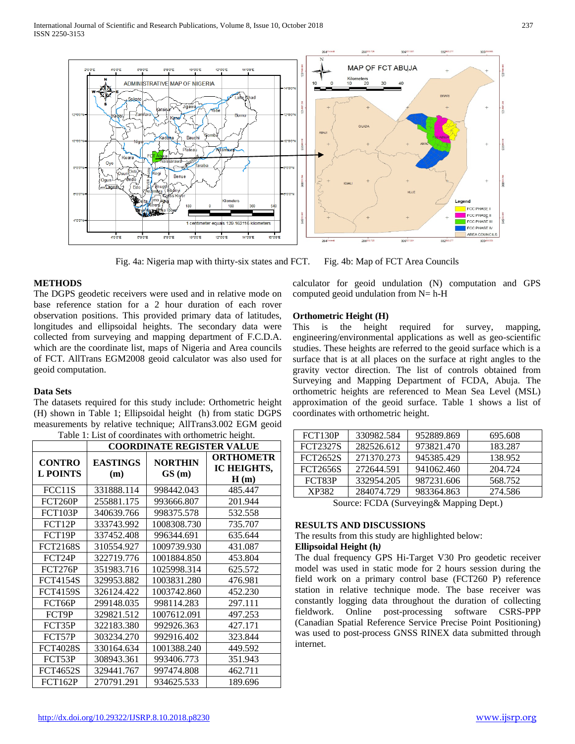Fig. 4a: Nigeria map with thirty-six states and FCT.   Fig. 4b: Map of FCT Area Councils

## METHODS

The DGPS geodetic receivers were used and in relative mode on base reference station for a 2 hour duration of each rover observation positions. This provided primary data of latitudes, longitudes and ellipsoidal heights. The secondary data were collected from surveying and mapping department of F.C.D.A. which are the coordinate list, maps of Nigeria and Area councils of FCT. AllTrans EGM2008 geoid calculator was also used for geoid computation.

### Data Sets

The datasets required for this study include: Orthometric height (H) shown in Table 1; Ellipsoidal height (h) from static DGPS measurements by relative technique; AllTrans3.002 EGM geoid calculator for geoid undulation (N) computation and GPS computed geoid undulation from N= h-H

Table 1: List of coordinates with orthometric height.

| | COORDINATE REGISTER VALUE | | |
|---|---|---|---|
| **CONTROL POINTS** | **EASTINGS (m)** | **NORTHINGS (m)** | **ORTHOMETRIC HEIGHTS, H (m)** |
| FCC11S | 331888.114 | 998442.043 | 485.447 |
| FCT260P | 255881.175 | 993666.807 | 201.944 |
| FCT103P | 340639.766 | 998375.578 | 532.558 |
| FCT12P | 333743.992 | 1008308.730 | 735.707 |
| FCT19P | 337452.408 | 996344.691 | 635.644 |
| FCT2168S | 310554.927 | 1009739.930 | 431.087 |
| FCT24P | 322719.776 | 1001884.850 | 453.804 |
| FCT276P | 351983.716 | 1025998.314 | 625.572 |
| FCT4154S | 329953.882 | 1003831.280 | 476.981 |
| FCT4159S | 326124.422 | 1003742.860 | 452.230 |
| FCT66P | 299148.035 | 998114.283 | 297.111 |
| FCT9P | 329821.512 | 1007612.091 | 497.253 |
| FCT35P | 322183.380 | 992926.363 | 427.171 |
| FCT57P | 303234.270 | 992916.402 | 323.844 |
| FCT4028S | 330164.634 | 1001388.240 | 449.592 |
| FCT53P | 308943.361 | 993406.773 | 351.943 |
| FCT4652S | 329441.767 | 997474.808 | 462.711 |
| FCT162P | 270791.291 | 934625.533 | 189.696 |
| FCT130P | 330982.584 | 952889.869 | 695.608 |
| FCT2327S | 282526.612 | 973821.470 | 183.287 |
| FCT2652S | 271370.273 | 945385.429 | 138.952 |
| FCT2656S | 272644.591 | 941062.460 | 204.724 |
| FCT83P | 332954.205 | 987231.606 | 568.752 |
| XP382 | 284074.729 | 983364.863 | 274.586 |

Source: FCDA (Surveying& Mapping Dept.)

### Orthometric Height (H)

This is the height required for survey, mapping, engineering/environmental applications as well as geo-scientific studies. These heights are referred to the geoid surface which is a surface that is at all places on the surface at right angles to the gravity vector direction. The list of controls obtained from Surveying and Mapping Department of FCDA, Abuja. The orthometric heights are referenced to Mean Sea Level (MSL) approximation of the geoid surface. Table 1 shows a list of coordinates with orthometric height.

## RESULTS AND DISCUSSIONS

The results from this study are highlighted below:

### Ellipsoidal Height (h)

The dual frequency GPS Hi-Target V30 Pro geodetic receiver model was used in static mode for 2 hours session during the field work on a primary control base (FCT260 P) reference station in relative technique mode. The base receiver was constantly logging data throughout the duration of collecting fieldwork. Online post-processing software CSRS-PPP (Canadian Spatial Reference Service Precise Point Positioning) was used to post-process GNSS RINEX data submitted through internet.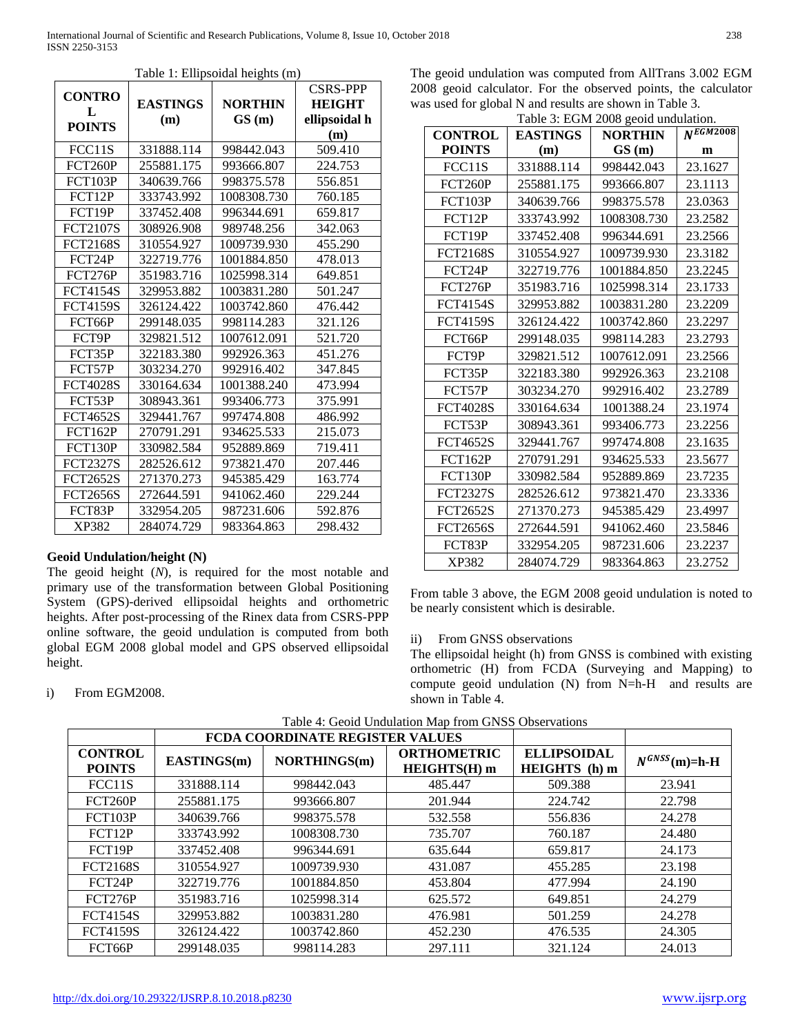Table 1: Ellipsoidal heights (m)

| CONTROL POINTS | EASTINGS (m) | NORTHINGS (m) | CSRS-PPP HEIGHT ellipsoidal h (m) |
|---|---|---|---|
| FCC11S | 331888.114 | 998442.043 | 509.410 |
| FCT260P | 255881.175 | 993666.807 | 224.753 |
| FCT103P | 340639.766 | 998375.578 | 556.851 |
| FCT12P | 333743.992 | 1008308.730 | 760.185 |
| FCT19P | 337452.408 | 996344.691 | 659.817 |
| FCT2107S | 308926.908 | 989748.256 | 342.063 |
| FCT2168S | 310554.927 | 1009739.930 | 455.290 |
| FCT24P | 322719.776 | 1001884.850 | 478.013 |
| FCT276P | 351983.716 | 1025998.314 | 649.851 |
| FCT4154S | 329953.882 | 1003831.280 | 501.247 |
| FCT4159S | 326124.422 | 1003742.860 | 476.442 |
| FCT66P | 299148.035 | 998114.283 | 321.126 |
| FCT9P | 329821.512 | 1007612.091 | 521.720 |
| FCT35P | 322183.380 | 992926.363 | 451.276 |
| FCT57P | 303234.270 | 992916.402 | 347.845 |
| FCT4028S | 330164.634 | 1001388.240 | 473.994 |
| FCT53P | 308943.361 | 993406.773 | 375.991 |
| FCT4652S | 329441.767 | 997474.808 | 486.992 |
| FCT162P | 270791.291 | 934625.533 | 215.073 |
| FCT130P | 330982.584 | 952889.869 | 719.411 |
| FCT2327S | 282526.612 | 973821.470 | 207.446 |
| FCT2652S | 271370.273 | 945385.429 | 163.774 |
| FCT2656S | 272644.591 | 941062.460 | 229.244 |
| FCT83P | 332954.205 | 987231.606 | 592.876 |
| XP382 | 284074.729 | 983364.863 | 298.432 |

**Geoid Undulation/height (N)**

The geoid height (*N*), is required for the most notable and primary use of the transformation between Global Positioning System (GPS)-derived ellipsoidal heights and orthometric heights. After post-processing of the Rinex data from CSRS-PPP online software, the geoid undulation is computed from both global EGM 2008 global model and GPS observed ellipsoidal height.

i) From EGM2008.

The geoid undulation was computed from AllTrans 3.002 EGM 2008 geoid calculator. For the observed points, the calculator was used for global N and results are shown in Table 3.

Table 3: EGM 2008 geoid undulation.

| CONTROL POINTS | EASTINGS (m) | NORTHINGS (m) | $N^{EGM2008}$ m |
|---|---|---|---|
| FCC11S | 331888.114 | 998442.043 | 23.1627 |
| FCT260P | 255881.175 | 993666.807 | 23.1113 |
| FCT103P | 340639.766 | 998375.578 | 23.0363 |
| FCT12P | 333743.992 | 1008308.730 | 23.2582 |
| FCT19P | 337452.408 | 996344.691 | 23.2566 |
| FCT2168S | 310554.927 | 1009739.930 | 23.3182 |
| FCT24P | 322719.776 | 1001884.850 | 23.2245 |
| FCT276P | 351983.716 | 1025998.314 | 23.1733 |
| FCT4154S | 329953.882 | 1003831.280 | 23.2209 |
| FCT4159S | 326124.422 | 1003742.860 | 23.2297 |
| FCT66P | 299148.035 | 998114.283 | 23.2793 |
| FCT9P | 329821.512 | 1007612.091 | 23.2566 |
| FCT35P | 322183.380 | 992926.363 | 23.2108 |
| FCT57P | 303234.270 | 992916.402 | 23.2789 |
| FCT4028S | 330164.634 | 1001388.24 | 23.1974 |
| FCT53P | 308943.361 | 993406.773 | 23.2256 |
| FCT4652S | 329441.767 | 997474.808 | 23.1635 |
| FCT162P | 270791.291 | 934625.533 | 23.5677 |
| FCT130P | 330982.584 | 952889.869 | 23.7235 |
| FCT2327S | 282526.612 | 973821.470 | 23.3336 |
| FCT2652S | 271370.273 | 945385.429 | 23.4997 |
| FCT2656S | 272644.591 | 941062.460 | 23.5846 |
| FCT83P | 332954.205 | 987231.606 | 23.2237 |
| XP382 | 284074.729 | 983364.863 | 23.2752 |

From table 3 above, the EGM 2008 geoid undulation is noted to be nearly consistent which is desirable.

ii) From GNSS observations

The ellipsoidal height (h) from GNSS is combined with existing orthometric (H) from FCDA (Surveying and Mapping) to compute geoid undulation (N) from N=h-H and results are shown in Table 4.

Table 4: Geoid Undulation Map from GNSS Observations

| | FCDA COORDINATE REGISTER VALUES | | | | |
|---|---|---|---|---|---|
| CONTROL POINTS | EASTINGS(m) | NORTHINGS(m) | ORTHOMETRIC HEIGHTS(H) m | ELLIPSOIDAL HEIGHTS (h) m | $N^{GNSS}$(m)=h-H |
| FCC11S | 331888.114 | 998442.043 | 485.447 | 509.388 | 23.941 |
| FCT260P | 255881.175 | 993666.807 | 201.944 | 224.742 | 22.798 |
| FCT103P | 340639.766 | 998375.578 | 532.558 | 556.836 | 24.278 |
| FCT12P | 333743.992 | 1008308.730 | 735.707 | 760.187 | 24.480 |
| FCT19P | 337452.408 | 996344.691 | 635.644 | 659.817 | 24.173 |
| FCT2168S | 310554.927 | 1009739.930 | 431.087 | 455.285 | 23.198 |
| FCT24P | 322719.776 | 1001884.850 | 453.804 | 477.994 | 24.190 |
| FCT276P | 351983.716 | 1025998.314 | 625.572 | 649.851 | 24.279 |
| FCT4154S | 329953.882 | 1003831.280 | 476.981 | 501.259 | 24.278 |
| FCT4159S | 326124.422 | 1003742.860 | 452.230 | 476.535 | 24.305 |
| FCT66P | 299148.035 | 998114.283 | 297.111 | 321.124 | 24.013 |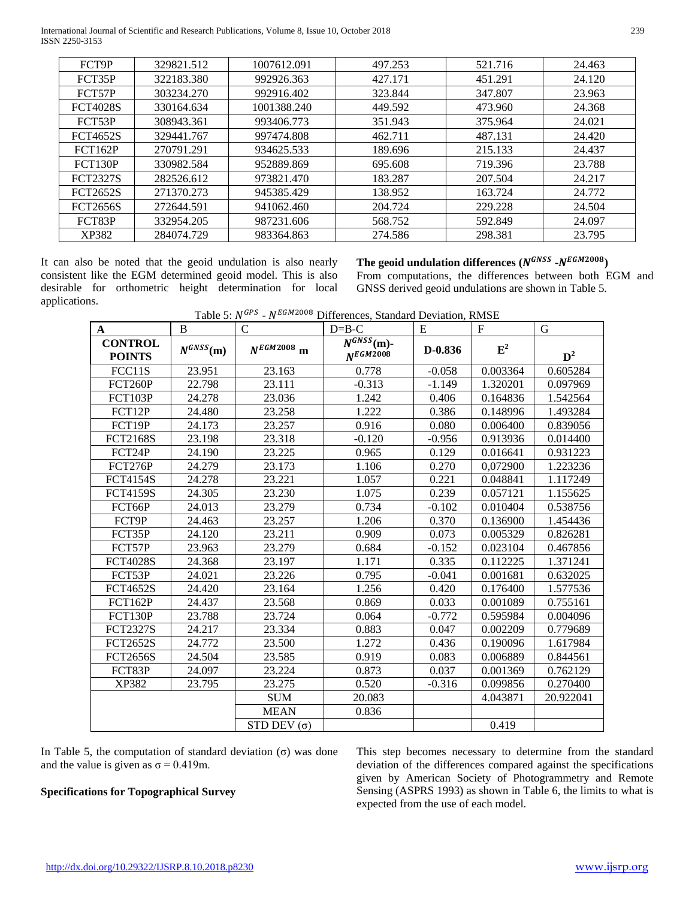| FCT9P | 329821.512 | 1007612.091 | 497.253 | 521.716 | 24.463 |
|---|---|---|---|---|---|
| FCT35P | 322183.380 | 992926.363 | 427.171 | 451.291 | 24.120 |
| FCT57P | 303234.270 | 992916.402 | 323.844 | 347.807 | 23.963 |
| FCT4028S | 330164.634 | 1001388.240 | 449.592 | 473.960 | 24.368 |
| FCT53P | 308943.361 | 993406.773 | 351.943 | 375.964 | 24.021 |
| FCT4652S | 329441.767 | 997474.808 | 462.711 | 487.131 | 24.420 |
| FCT162P | 270791.291 | 934625.533 | 189.696 | 215.133 | 24.437 |
| FCT130P | 330982.584 | 952889.869 | 695.608 | 719.396 | 23.788 |
| FCT2327S | 282526.612 | 973821.470 | 183.287 | 207.504 | 24.217 |
| FCT2652S | 271370.273 | 945385.429 | 138.952 | 163.724 | 24.772 |
| FCT2656S | 272644.591 | 941062.460 | 204.724 | 229.228 | 24.504 |
| FCT83P | 332954.205 | 987231.606 | 568.752 | 592.849 | 24.097 |
| XP382 | 284074.729 | 983364.863 | 274.586 | 298.381 | 23.795 |

It can also be noted that the geoid undulation is also nearly consistent like the EGM determined geoid model. This is also desirable for orthometric height determination for local applications.

**The geoid undulation differences ($N^{GNSS}$ -$N^{EGM2008}$)**

From computations, the differences between both EGM and GNSS derived geoid undulations are shown in Table 5.

Table 5: $N^{GPS}$ - $N^{EGM2008}$ Differences, Standard Deviation, RMSE

| A | B | C | D=B-C | E | F | G |
|---|---|---|---|---|---|---|
| **CONTROL POINTS** | $N^{GNSS}$**(m)** | $N^{EGM2008}$ **m** | $N^{GNSS}$**(m)-** $N^{EGM2008}$ | **D-0.836** | $\mathbf{E^2}$ | $\mathbf{D^2}$ |
| FCC11S | 23.951 | 23.163 | 0.778 | -0.058 | 0.003364 | 0.605284 |
| FCT260P | 22.798 | 23.111 | -0.313 | -1.149 | 1.320201 | 0.097969 |
| FCT103P | 24.278 | 23.036 | 1.242 | 0.406 | 0.164836 | 1.542564 |
| FCT12P | 24.480 | 23.258 | 1.222 | 0.386 | 0.148996 | 1.493284 |
| FCT19P | 24.173 | 23.257 | 0.916 | 0.080 | 0.006400 | 0.839056 |
| FCT2168S | 23.198 | 23.318 | -0.120 | -0.956 | 0.913936 | 0.014400 |
| FCT24P | 24.190 | 23.225 | 0.965 | 0.129 | 0.016641 | 0.931223 |
| FCT276P | 24.279 | 23.173 | 1.106 | 0.270 | 0,072900 | 1.223236 |
| FCT4154S | 24.278 | 23.221 | 1.057 | 0.221 | 0.048841 | 1.117249 |
| FCT4159S | 24.305 | 23.230 | 1.075 | 0.239 | 0.057121 | 1.155625 |
| FCT66P | 24.013 | 23.279 | 0.734 | -0.102 | 0.010404 | 0.538756 |
| FCT9P | 24.463 | 23.257 | 1.206 | 0.370 | 0.136900 | 1.454436 |
| FCT35P | 24.120 | 23.211 | 0.909 | 0.073 | 0.005329 | 0.826281 |
| FCT57P | 23.963 | 23.279 | 0.684 | -0.152 | 0.023104 | 0.467856 |
| FCT4028S | 24.368 | 23.197 | 1.171 | 0.335 | 0.112225 | 1.371241 |
| FCT53P | 24.021 | 23.226 | 0.795 | -0.041 | 0.001681 | 0.632025 |
| FCT4652S | 24.420 | 23.164 | 1.256 | 0.420 | 0.176400 | 1.577536 |
| FCT162P | 24.437 | 23.568 | 0.869 | 0.033 | 0.001089 | 0.755161 |
| FCT130P | 23.788 | 23.724 | 0.064 | -0.772 | 0.595984 | 0.004096 |
| FCT2327S | 24.217 | 23.334 | 0.883 | 0.047 | 0.002209 | 0.779689 |
| FCT2652S | 24.772 | 23.500 | 1.272 | 0.436 | 0.190096 | 1.617984 |
| FCT2656S | 24.504 | 23.585 | 0.919 | 0.083 | 0.006889 | 0.844561 |
| FCT83P | 24.097 | 23.224 | 0.873 | 0.037 | 0.001369 | 0.762129 |
| XP382 | 23.795 | 23.275 | 0.520 | -0.316 | 0.099856 | 0.270400 |
| | | SUM | 20.083 | | 4.043871 | 20.922041 |
| | | MEAN | 0.836 | | | |
| | | STD DEV (σ) | | | 0.419 | |

In Table 5, the computation of standard deviation (σ) was done and the value is given as σ = 0.419m.

This step becomes necessary to determine from the standard deviation of the differences compared against the specifications given by American Society of Photogrammetry and Remote Sensing (ASPRS 1993) as shown in Table 6, the limits to what is expected from the use of each model.

**Specifications for Topographical Survey**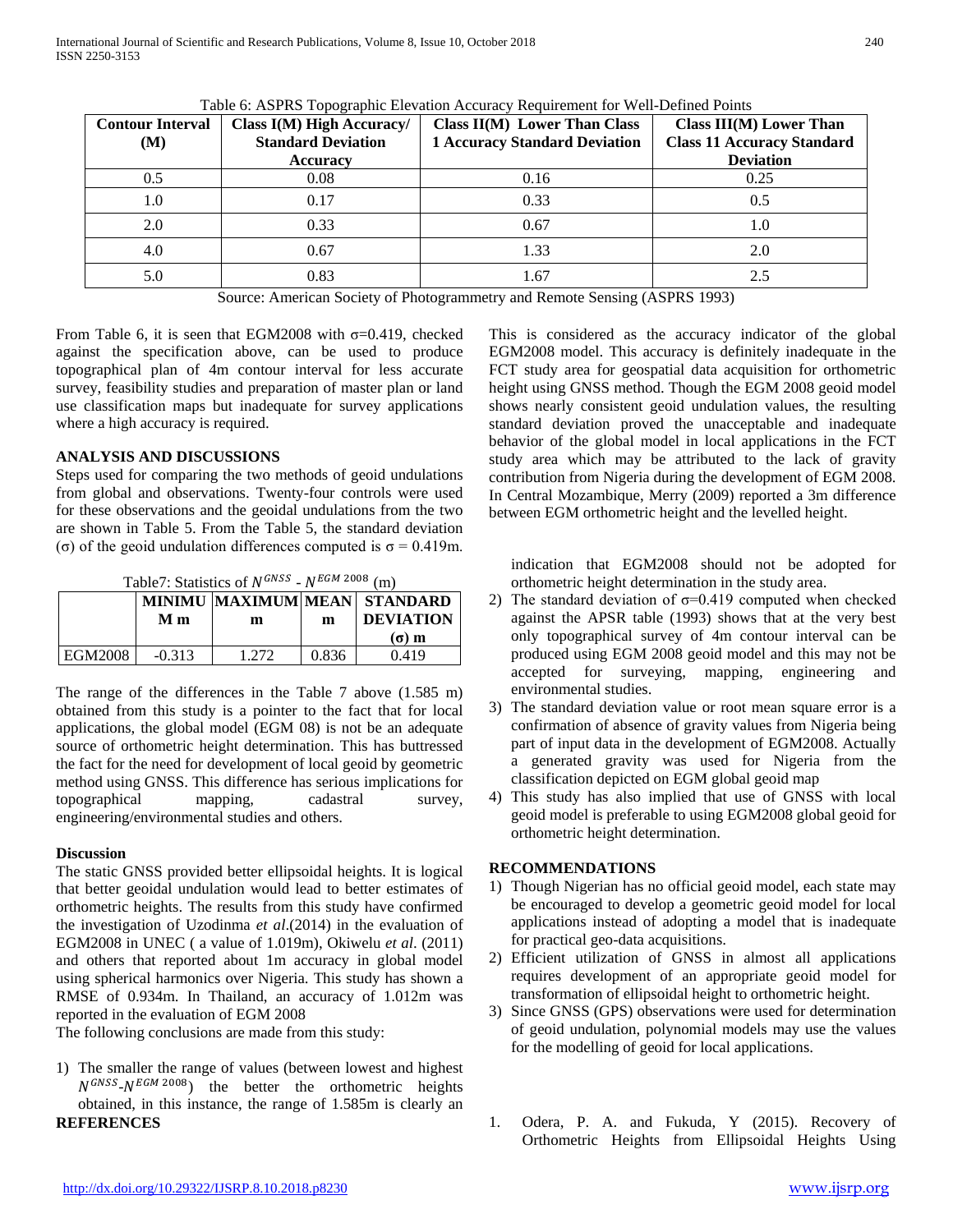Table 6: ASPRS Topographic Elevation Accuracy Requirement for Well-Defined Points

| Contour Interval (M) | Class I(M) High Accuracy/ Standard Deviation Accuracy | Class II(M) Lower Than Class 1 Accuracy Standard Deviation | Class III(M) Lower Than Class 11 Accuracy Standard Deviation |
|---|---|---|---|
| 0.5 | 0.08 | 0.16 | 0.25 |
| 1.0 | 0.17 | 0.33 | 0.5 |
| 2.0 | 0.33 | 0.67 | 1.0 |
| 4.0 | 0.67 | 1.33 | 2.0 |
| 5.0 | 0.83 | 1.67 | 2.5 |

Source: American Society of Photogrammetry and Remote Sensing (ASPRS 1993)

From Table 6, it is seen that EGM2008 with σ=0.419, checked against the specification above, can be used to produce topographical plan of 4m contour interval for less accurate survey, feasibility studies and preparation of master plan or land use classification maps but inadequate for survey applications where a high accuracy is required.

## ANALYSIS AND DISCUSSIONS

Steps used for comparing the two methods of geoid undulations from global and observations. Twenty-four controls were used for these observations and the geoidal undulations from the two are shown in Table 5. From the Table 5, the standard deviation (σ) of the geoid undulation differences computed is σ = 0.419m.

Table7: Statistics of $N^{GNSS}$ - $N^{EGM\ 2008}$ (m)

| | MINIMU M m | MAXIMUM m | MEAN m | STANDARD DEVIATION (σ) m |
|---|---|---|---|---|
| EGM2008 | -0.313 | 1.272 | 0.836 | 0.419 |

The range of the differences in the Table 7 above (1.585 m) obtained from this study is a pointer to the fact that for local applications, the global model (EGM 08) is not be an adequate source of orthometric height determination. This has buttressed the fact for the need for development of local geoid by geometric method using GNSS. This difference has serious implications for topographical mapping, cadastral survey, engineering/environmental studies and others.

### Discussion

The static GNSS provided better ellipsoidal heights. It is logical that better geoidal undulation would lead to better estimates of orthometric heights. The results from this study have confirmed the investigation of Uzodinma *et al*.(2014) in the evaluation of EGM2008 in UNEC ( a value of 1.019m), Okiwelu *et al*. (2011) and others that reported about 1m accuracy in global model using spherical harmonics over Nigeria. This study has shown a RMSE of 0.934m. In Thailand, an accuracy of 1.012m was reported in the evaluation of EGM 2008

The following conclusions are made from this study:

1) The smaller the range of values (between lowest and highest $N^{GNSS}$-$N^{EGM\ 2008}$) the better the orthometric heights obtained, in this instance, the range of 1.585m is clearly an indication that EGM2008 should not be adopted for orthometric height determination in the study area.
2) The standard deviation of σ=0.419 computed when checked against the APSR table (1993) shows that at the very best only topographical survey of 4m contour interval can be produced using EGM 2008 geoid model and this may not be accepted for surveying, mapping, engineering and environmental studies.
3) The standard deviation value or root mean square error is a confirmation of absence of gravity values from Nigeria being part of input data in the development of EGM2008. Actually a generated gravity was used for Nigeria from the classification depicted on EGM global geoid map
4) This study has also implied that use of GNSS with local geoid model is preferable to using EGM2008 global geoid for orthometric height determination.

This is considered as the accuracy indicator of the global EGM2008 model. This accuracy is definitely inadequate in the FCT study area for geospatial data acquisition for orthometric height using GNSS method. Though the EGM 2008 geoid model shows nearly consistent geoid undulation values, the resulting standard deviation proved the unacceptable and inadequate behavior of the global model in local applications in the FCT study area which may be attributed to the lack of gravity contribution from Nigeria during the development of EGM 2008. In Central Mozambique, Merry (2009) reported a 3m difference between EGM orthometric height and the levelled height.

## RECOMMENDATIONS

1) Though Nigerian has no official geoid model, each state may be encouraged to develop a geometric geoid model for local applications instead of adopting a model that is inadequate for practical geo-data acquisitions.
2) Efficient utilization of GNSS in almost all applications requires development of an appropriate geoid model for transformation of ellipsoidal height to orthometric height.
3) Since GNSS (GPS) observations were used for determination of geoid undulation, polynomial models may use the values for the modelling of geoid for local applications.

## REFERENCES

1. Odera, P. A. and Fukuda, Y (2015). Recovery of Orthometric Heights from Ellipsoidal Heights Using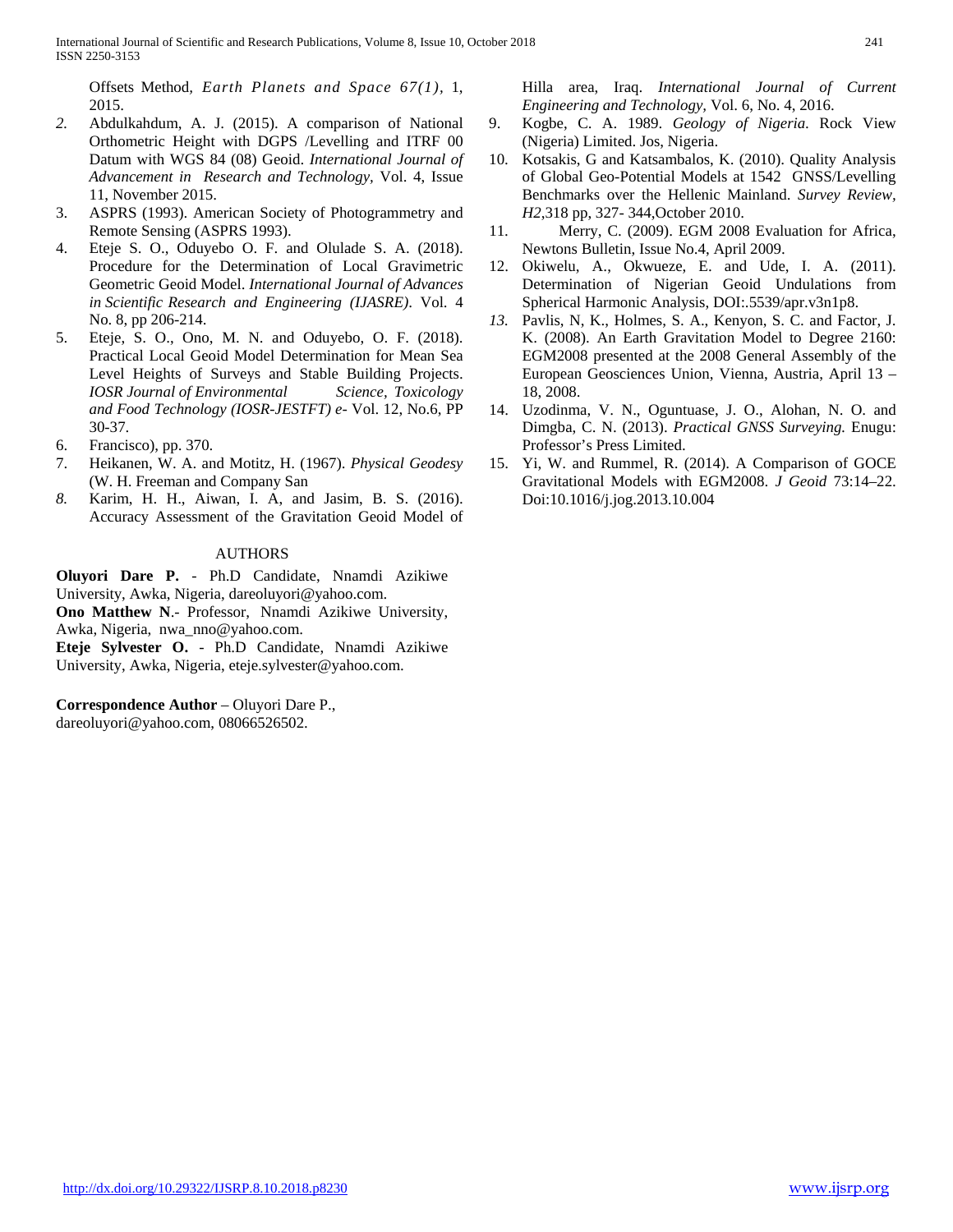Offsets Method, *Earth Planets and Space 67(1)*, 1, 2015.

2. Abdulkahdum, A. J. (2015). A comparison of National Orthometric Height with DGPS /Levelling and ITRF 00 Datum with WGS 84 (08) Geoid. *International Journal of Advancement in Research and Technology*, Vol. 4, Issue 11, November 2015.
3. ASPRS (1993). American Society of Photogrammetry and Remote Sensing (ASPRS 1993).
4. Eteje S. O., Oduyebo O. F. and Olulade S. A. (2018). Procedure for the Determination of Local Gravimetric Geometric Geoid Model. *International Journal of Advances in Scientific Research and Engineering (IJASRE)*. Vol. 4 No. 8, pp 206-214.
5. Eteje, S. O., Ono, M. N. and Oduyebo, O. F. (2018). Practical Local Geoid Model Determination for Mean Sea Level Heights of Surveys and Stable Building Projects. *IOSR Journal of Environmental Science, Toxicology and Food Technology (IOSR-JESTFT) e-* Vol. 12, No.6, PP 30-37.
6. Francisco), pp. 370.
7. Heikanen, W. A. and Motitz, H. (1967). *Physical Geodesy* (W. H. Freeman and Company San
8. Karim, H. H., Aiwan, I. A, and Jasim, B. S. (2016). Accuracy Assessment of the Gravitation Geoid Model of Hilla area, Iraq. *International Journal of Current Engineering and Technology*, Vol. 6, No. 4, 2016.
9. Kogbe, C. A. 1989. *Geology of Nigeria*. Rock View (Nigeria) Limited. Jos, Nigeria.
10. Kotsakis, G and Katsambalos, K. (2010). Quality Analysis of Global Geo-Potential Models at 1542 GNSS/Levelling Benchmarks over the Hellenic Mainland. *Survey Review, H2*,318 pp, 327- 344,October 2010.
11. Merry, C. (2009). EGM 2008 Evaluation for Africa, Newtons Bulletin, Issue No.4, April 2009.
12. Okiwelu, A., Okwueze, E. and Ude, I. A. (2011). Determination of Nigerian Geoid Undulations from Spherical Harmonic Analysis, DOI:.5539/apr.v3n1p8.
13. Pavlis, N, K., Holmes, S. A., Kenyon, S. C. and Factor, J. K. (2008). An Earth Gravitation Model to Degree 2160: EGM2008 presented at the 2008 General Assembly of the European Geosciences Union, Vienna, Austria, April 13 – 18, 2008.
14. Uzodinma, V. N., Oguntuase, J. O., Alohan, N. O. and Dimgba, C. N. (2013). *Practical GNSS Surveying.* Enugu: Professor's Press Limited.
15. Yi, W. and Rummel, R. (2014). A Comparison of GOCE Gravitational Models with EGM2008. *J Geoid* 73:14–22. Doi:10.1016/j.jog.2013.10.004

## AUTHORS

**Oluyori Dare P.** - Ph.D Candidate, Nnamdi Azikiwe University, Awka, Nigeria, dareoluyori@yahoo.com.
**Ono Matthew N**.- Professor, Nnamdi Azikiwe University, Awka, Nigeria, nwa_nno@yahoo.com.
**Eteje Sylvester O.** - Ph.D Candidate, Nnamdi Azikiwe University, Awka, Nigeria, eteje.sylvester@yahoo.com.

**Correspondence Author** – Oluyori Dare P., dareoluyori@yahoo.com, 08066526502.